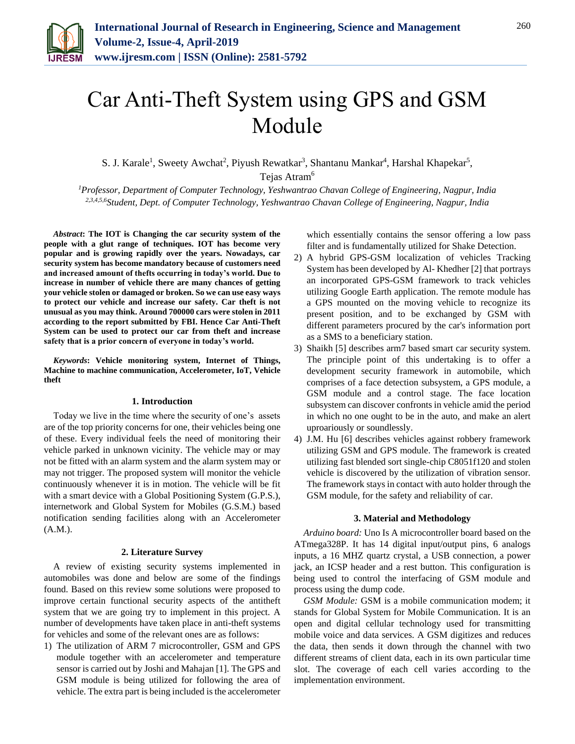# Car Anti-Theft System using GPS and GSM Module

S. J. Karale[1], Sweety Awchat[2], Piyush Rewatkar[3], Shantanu Mankar[4], Harshal Khapekar[5], Tejas Atram[6]

[1]*Professor, Department of Computer Technology, Yeshwantrao Chavan College of Engineering, Nagpur, India*
[2,3,4,5,6]*Student, Dept. of Computer Technology, Yeshwantrao Chavan College of Engineering, Nagpur, India*

***Abstract*: The IOT is Changing the car security system of the people with a glut range of techniques. IOT has become very popular and is growing rapidly over the years. Nowadays, car security system has become mandatory because of customers need and increased amount of thefts occurring in today's world. Due to increase in number of vehicle there are many chances of getting your vehicle stolen or damaged or broken. So we can use easy ways to protect our vehicle and increase our safety. Car theft is not unusual as you may think. Around 700000 cars were stolen in 2011 according to the report submitted by FBI. Hence Car Anti-Theft System can be used to protect our car from theft and increase safety that is a prior concern of everyone in today's world.**

***Keywords*: Vehicle monitoring system, Internet of Things, Machine to machine communication, Accelerometer, IoT, Vehicle theft**

## 1. Introduction

Today we live in the time where the security of one's assets are of the top priority concerns for one, their vehicles being one of these. Every individual feels the need of monitoring their vehicle parked in unknown vicinity. The vehicle may or may not be fitted with an alarm system and the alarm system may or may not trigger. The proposed system will monitor the vehicle continuously whenever it is in motion. The vehicle will be fit with a smart device with a Global Positioning System (G.P.S.), internetwork and Global System for Mobiles (G.S.M.) based notification sending facilities along with an Accelerometer (A.M.).

## 2. Literature Survey

A review of existing security systems implemented in automobiles was done and below are some of the findings found. Based on this review some solutions were proposed to improve certain functional security aspects of the antitheft system that we are going try to implement in this project. A number of developments have taken place in anti-theft systems for vehicles and some of the relevant ones are as follows:

1) The utilization of ARM 7 microcontroller, GSM and GPS module together with an accelerometer and temperature sensor is carried out by Joshi and Mahajan [1]. The GPS and GSM module is being utilized for following the area of vehicle. The extra part is being included is the accelerometer which essentially contains the sensor offering a low pass filter and is fundamentally utilized for Shake Detection.
2) A hybrid GPS-GSM localization of vehicles Tracking System has been developed by Al- Khedher [2] that portrays an incorporated GPS-GSM framework to track vehicles utilizing Google Earth application. The remote module has a GPS mounted on the moving vehicle to recognize its present position, and to be exchanged by GSM with different parameters procured by the car's information port as a SMS to a beneficiary station.
3) Shaikh [5] describes arm7 based smart car security system. The principle point of this undertaking is to offer a development security framework in automobile, which comprises of a face detection subsystem, a GPS module, a GSM module and a control stage. The face location subsystem can discover confronts in vehicle amid the period in which no one ought to be in the auto, and make an alert uproariously or soundlessly.
4) J.M. Hu [6] describes vehicles against robbery framework utilizing GSM and GPS module. The framework is created utilizing fast blended sort single-chip C8051f120 and stolen vehicle is discovered by the utilization of vibration sensor. The framework stays in contact with auto holder through the GSM module, for the safety and reliability of car.

## 3. Material and Methodology

*Arduino board:* Uno Is A microcontroller board based on the ATmega328P. It has 14 digital input/output pins, 6 analogs inputs, a 16 MHZ quartz crystal, a USB connection, a power jack, an ICSP header and a rest button. This configuration is being used to control the interfacing of GSM module and process using the dump code.

*GSM Module:* GSM is a mobile communication modem; it stands for Global System for Mobile Communication. It is an open and digital cellular technology used for transmitting mobile voice and data services. A GSM digitizes and reduces the data, then sends it down through the channel with two different streams of client data, each in its own particular time slot. The coverage of each cell varies according to the implementation environment.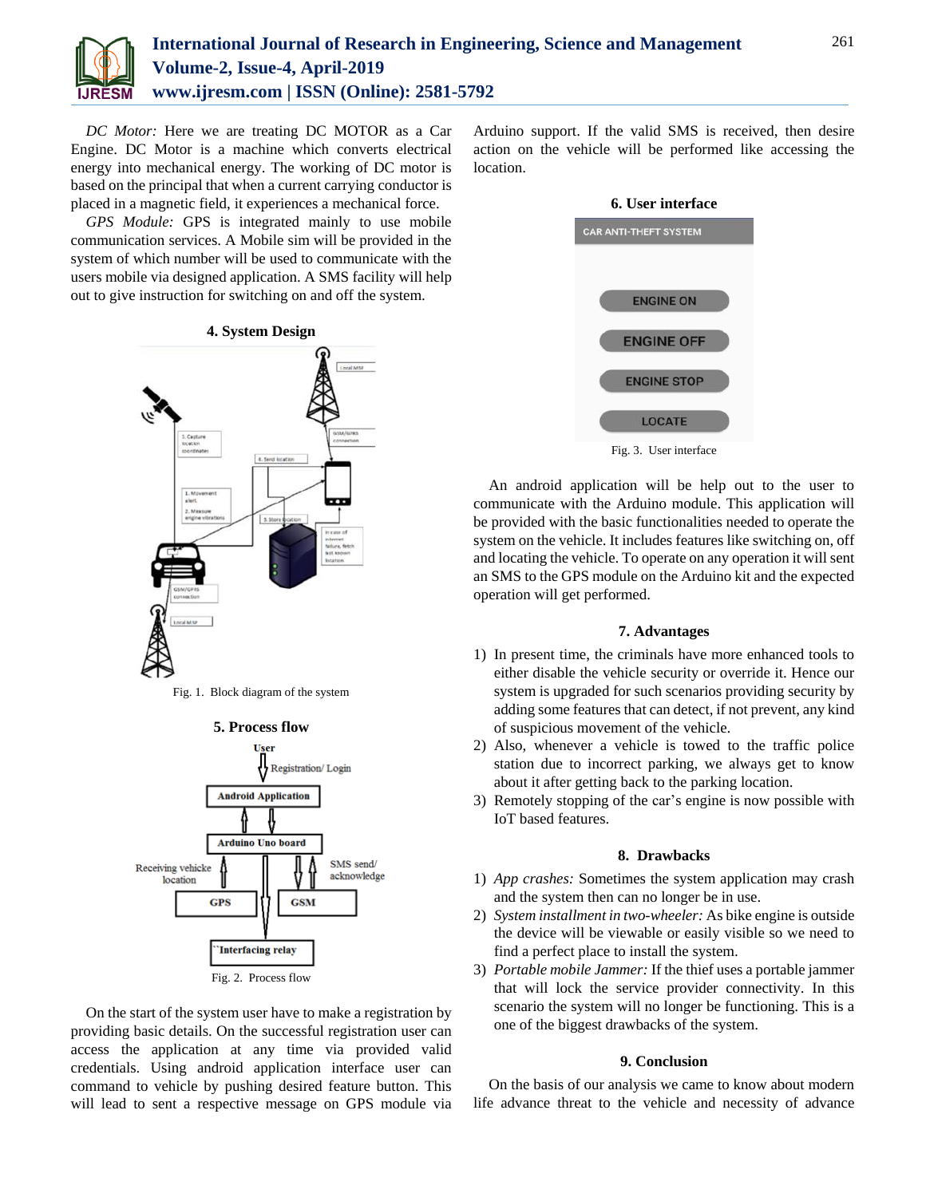*DC Motor:* Here we are treating DC MOTOR as a Car Engine. DC Motor is a machine which converts electrical energy into mechanical energy. The working of DC motor is based on the principal that when a current carrying conductor is placed in a magnetic field, it experiences a mechanical force.

*GPS Module:* GPS is integrated mainly to use mobile communication services. A Mobile sim will be provided in the system of which number will be used to communicate with the users mobile via designed application. A SMS facility will help out to give instruction for switching on and off the system.

## 4. System Design

Fig. 1. Block diagram of the system

## 5. Process flow

Fig. 2. Process flow

On the start of the system user have to make a registration by providing basic details. On the successful registration user can access the application at any time via provided valid credentials. Using android application interface user can command to vehicle by pushing desired feature button. This will lead to sent a respective message on GPS module via Arduino support. If the valid SMS is received, then desire action on the vehicle will be performed like accessing the location.

## 6. User interface

Fig. 3. User interface

An android application will be help out to the user to communicate with the Arduino module. This application will be provided with the basic functionalities needed to operate the system on the vehicle. It includes features like switching on, off and locating the vehicle. To operate on any operation it will sent an SMS to the GPS module on the Arduino kit and the expected operation will get performed.

## 7. Advantages

1) In present time, the criminals have more enhanced tools to either disable the vehicle security or override it. Hence our system is upgraded for such scenarios providing security by adding some features that can detect, if not prevent, any kind of suspicious movement of the vehicle.
2) Also, whenever a vehicle is towed to the traffic police station due to incorrect parking, we always get to know about it after getting back to the parking location.
3) Remotely stopping of the car's engine is now possible with IoT based features.

## 8. Drawbacks

1) *App crashes:* Sometimes the system application may crash and the system then can no longer be in use.
2) *System installment in two-wheeler:* As bike engine is outside the device will be viewable or easily visible so we need to find a perfect place to install the system.
3) *Portable mobile Jammer:* If the thief uses a portable jammer that will lock the service provider connectivity. In this scenario the system will no longer be functioning. This is a one of the biggest drawbacks of the system.

## 9. Conclusion

On the basis of our analysis we came to know about modern life advance threat to the vehicle and necessity of advance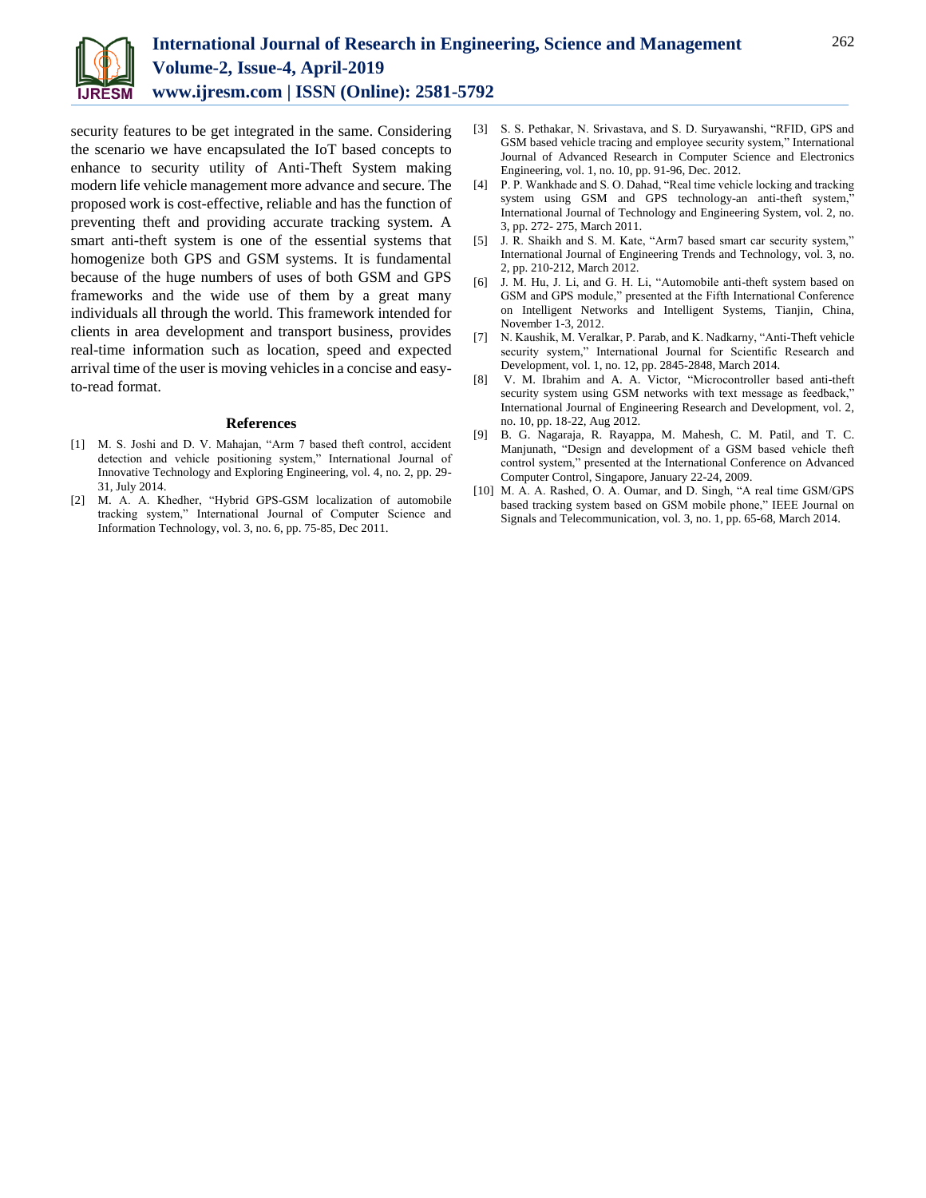security features to be get integrated in the same. Considering the scenario we have encapsulated the IoT based concepts to enhance to security utility of Anti-Theft System making modern life vehicle management more advance and secure. The proposed work is cost-effective, reliable and has the function of preventing theft and providing accurate tracking system. A smart anti-theft system is one of the essential systems that homogenize both GPS and GSM systems. It is fundamental because of the huge numbers of uses of both GSM and GPS frameworks and the wide use of them by a great many individuals all through the world. This framework intended for clients in area development and transport business, provides real-time information such as location, speed and expected arrival time of the user is moving vehicles in a concise and easy-to-read format.

## References

[1] M. S. Joshi and D. V. Mahajan, "Arm 7 based theft control, accident detection and vehicle positioning system," International Journal of Innovative Technology and Exploring Engineering, vol. 4, no. 2, pp. 29-31, July 2014.

[2] M. A. A. Khedher, "Hybrid GPS-GSM localization of automobile tracking system," International Journal of Computer Science and Information Technology, vol. 3, no. 6, pp. 75-85, Dec 2011.

[3] S. S. Pethakar, N. Srivastava, and S. D. Suryawanshi, "RFID, GPS and GSM based vehicle tracing and employee security system," International Journal of Advanced Research in Computer Science and Electronics Engineering, vol. 1, no. 10, pp. 91-96, Dec. 2012.

[4] P. P. Wankhade and S. O. Dahad, "Real time vehicle locking and tracking system using GSM and GPS technology-an anti-theft system," International Journal of Technology and Engineering System, vol. 2, no. 3, pp. 272- 275, March 2011.

[5] J. R. Shaikh and S. M. Kate, "Arm7 based smart car security system," International Journal of Engineering Trends and Technology, vol. 3, no. 2, pp. 210-212, March 2012.

[6] J. M. Hu, J. Li, and G. H. Li, "Automobile anti-theft system based on GSM and GPS module," presented at the Fifth International Conference on Intelligent Networks and Intelligent Systems, Tianjin, China, November 1-3, 2012.

[7] N. Kaushik, M. Veralkar, P. Parab, and K. Nadkarny, "Anti-Theft vehicle security system," International Journal for Scientific Research and Development, vol. 1, no. 12, pp. 2845-2848, March 2014.

[8] V. M. Ibrahim and A. A. Victor, "Microcontroller based anti-theft security system using GSM networks with text message as feedback," International Journal of Engineering Research and Development, vol. 2, no. 10, pp. 18-22, Aug 2012.

[9] B. G. Nagaraja, R. Rayappa, M. Mahesh, C. M. Patil, and T. C. Manjunath, "Design and development of a GSM based vehicle theft control system," presented at the International Conference on Advanced Computer Control, Singapore, January 22-24, 2009.

[10] M. A. A. Rashed, O. A. Oumar, and D. Singh, "A real time GSM/GPS based tracking system based on GSM mobile phone," IEEE Journal on Signals and Telecommunication, vol. 3, no. 1, pp. 65-68, March 2014.